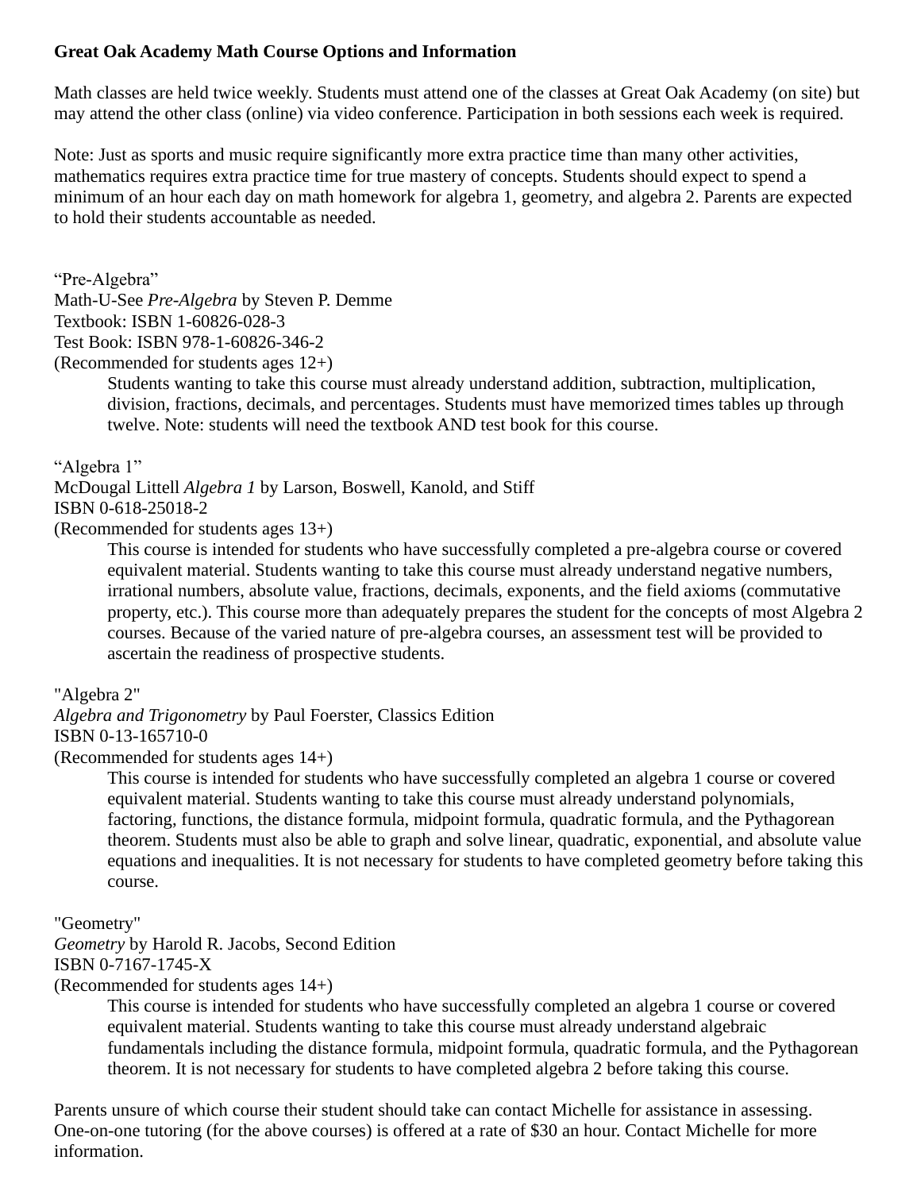**Great Oak Academy Math Course Options and Information**

Math classes are held twice weekly. Students must attend one of the classes at Great Oak Academy (on site) but may attend the other class (online) via video conference. Participation in both sessions each week is required.

Note: Just as sports and music require significantly more extra practice time than many other activities, mathematics requires extra practice time for true mastery of concepts. Students should expect to spend a minimum of an hour each day on math homework for algebra 1, geometry, and algebra 2. Parents are expected to hold their students accountable as needed.

"Pre-Algebra"
Math-U-See *Pre-Algebra* by Steven P. Demme
Textbook: ISBN 1-60826-028-3
Test Book: ISBN 978-1-60826-346-2
(Recommended for students ages 12+)

> Students wanting to take this course must already understand addition, subtraction, multiplication, division, fractions, decimals, and percentages. Students must have memorized times tables up through twelve. Note: students will need the textbook AND test book for this course.

"Algebra 1"
McDougal Littell *Algebra 1* by Larson, Boswell, Kanold, and Stiff
ISBN 0-618-25018-2
(Recommended for students ages 13+)

> This course is intended for students who have successfully completed a pre-algebra course or covered equivalent material. Students wanting to take this course must already understand negative numbers, irrational numbers, absolute value, fractions, decimals, exponents, and the field axioms (commutative property, etc.). This course more than adequately prepares the student for the concepts of most Algebra 2 courses. Because of the varied nature of pre-algebra courses, an assessment test will be provided to ascertain the readiness of prospective students.

"Algebra 2"
*Algebra and Trigonometry* by Paul Foerster, Classics Edition
ISBN 0-13-165710-0
(Recommended for students ages 14+)

> This course is intended for students who have successfully completed an algebra 1 course or covered equivalent material. Students wanting to take this course must already understand polynomials, factoring, functions, the distance formula, midpoint formula, quadratic formula, and the Pythagorean theorem. Students must also be able to graph and solve linear, quadratic, exponential, and absolute value equations and inequalities. It is not necessary for students to have completed geometry before taking this course.

"Geometry"
*Geometry* by Harold R. Jacobs, Second Edition
ISBN 0-7167-1745-X
(Recommended for students ages 14+)

> This course is intended for students who have successfully completed an algebra 1 course or covered equivalent material. Students wanting to take this course must already understand algebraic fundamentals including the distance formula, midpoint formula, quadratic formula, and the Pythagorean theorem. It is not necessary for students to have completed algebra 2 before taking this course.

Parents unsure of which course their student should take can contact Michelle for assistance in assessing. One-on-one tutoring (for the above courses) is offered at a rate of $30 an hour. Contact Michelle for more information.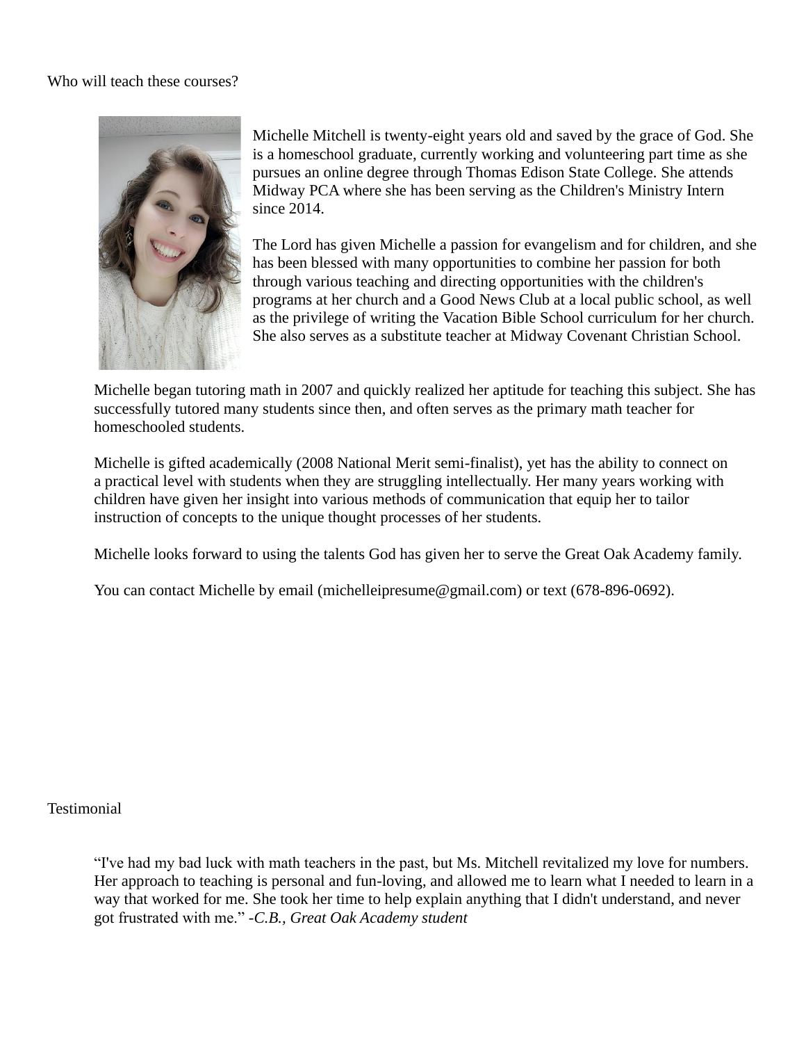## Who will teach these courses?

Michelle Mitchell is twenty-eight years old and saved by the grace of God. She is a homeschool graduate, currently working and volunteering part time as she pursues an online degree through Thomas Edison State College. She attends Midway PCA where she has been serving as the Children's Ministry Intern since 2014.

The Lord has given Michelle a passion for evangelism and for children, and she has been blessed with many opportunities to combine her passion for both through various teaching and directing opportunities with the children's programs at her church and a Good News Club at a local public school, as well as the privilege of writing the Vacation Bible School curriculum for her church. She also serves as a substitute teacher at Midway Covenant Christian School.

Michelle began tutoring math in 2007 and quickly realized her aptitude for teaching this subject. She has successfully tutored many students since then, and often serves as the primary math teacher for homeschooled students.

Michelle is gifted academically (2008 National Merit semi-finalist), yet has the ability to connect on a practical level with students when they are struggling intellectually. Her many years working with children have given her insight into various methods of communication that equip her to tailor instruction of concepts to the unique thought processes of her students.

Michelle looks forward to using the talents God has given her to serve the Great Oak Academy family.

You can contact Michelle by email (michelleipresume@gmail.com) or text (678-896-0692).

## Testimonial

> “I've had my bad luck with math teachers in the past, but Ms. Mitchell revitalized my love for numbers. Her approach to teaching is personal and fun-loving, and allowed me to learn what I needed to learn in a way that worked for me. She took her time to help explain anything that I didn't understand, and never got frustrated with me.” -*C.B., Great Oak Academy student*